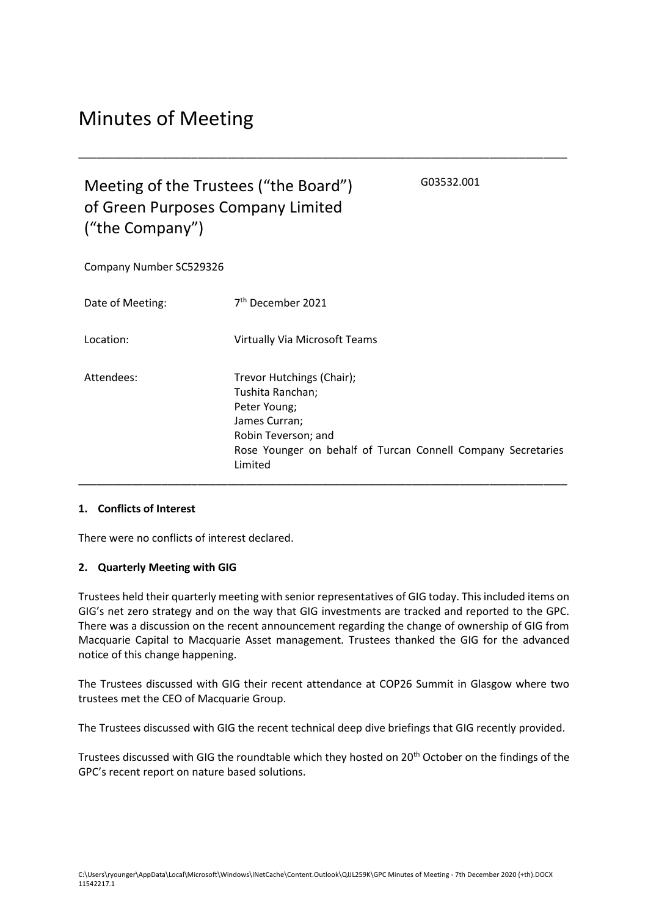# Minutes of Meeting

---

## Meeting of the Trustees ("the Board") of Green Purposes Company Limited ("the Company")

G03532.001

Company Number SC529326

Date of Meeting: 7th December 2021

Location: Virtually Via Microsoft Teams

Attendees: Trevor Hutchings (Chair);
Tushita Ranchan;
Peter Young;
James Curran;
Robin Teverson; and
Rose Younger on behalf of Turcan Connell Company Secretaries Limited

---

**1. Conflicts of Interest**

There were no conflicts of interest declared.

**2. Quarterly Meeting with GIG**

Trustees held their quarterly meeting with senior representatives of GIG today. This included items on GIG's net zero strategy and on the way that GIG investments are tracked and reported to the GPC. There was a discussion on the recent announcement regarding the change of ownership of GIG from Macquarie Capital to Macquarie Asset management. Trustees thanked the GIG for the advanced notice of this change happening.

The Trustees discussed with GIG their recent attendance at COP26 Summit in Glasgow where two trustees met the CEO of Macquarie Group.

The Trustees discussed with GIG the recent technical deep dive briefings that GIG recently provided.

Trustees discussed with GIG the roundtable which they hosted on 20th October on the findings of the GPC's recent report on nature based solutions.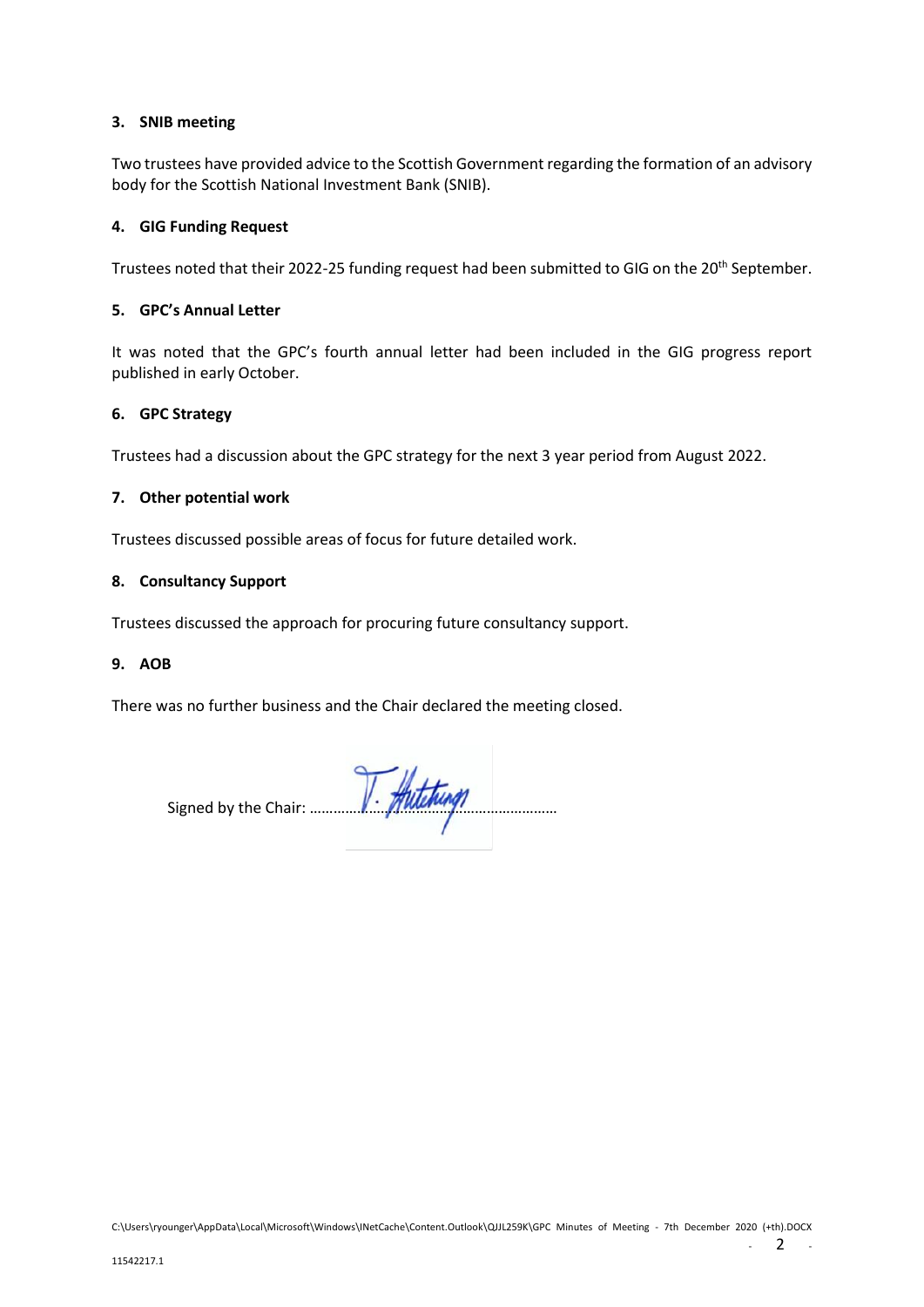### 3. SNIB meeting

Two trustees have provided advice to the Scottish Government regarding the formation of an advisory body for the Scottish National Investment Bank (SNIB).

### 4. GIG Funding Request

Trustees noted that their 2022-25 funding request had been submitted to GIG on the 20th September.

### 5. GPC's Annual Letter

It was noted that the GPC's fourth annual letter had been included in the GIG progress report published in early October.

### 6. GPC Strategy

Trustees had a discussion about the GPC strategy for the next 3 year period from August 2022.

### 7. Other potential work

Trustees discussed possible areas of focus for future detailed work.

### 8. Consultancy Support

Trustees discussed the approach for procuring future consultancy support.

### 9. AOB

There was no further business and the Chair declared the meeting closed.

Signed by the Chair: ……………………………………………………… T. Hutchings

C:\Users\ryounger\AppData\Local\Microsoft\Windows\INetCache\Content.Outlook\QJJL259K\GPC Minutes of Meeting - 7th December 2020 (+th).DOCX

11542217.1